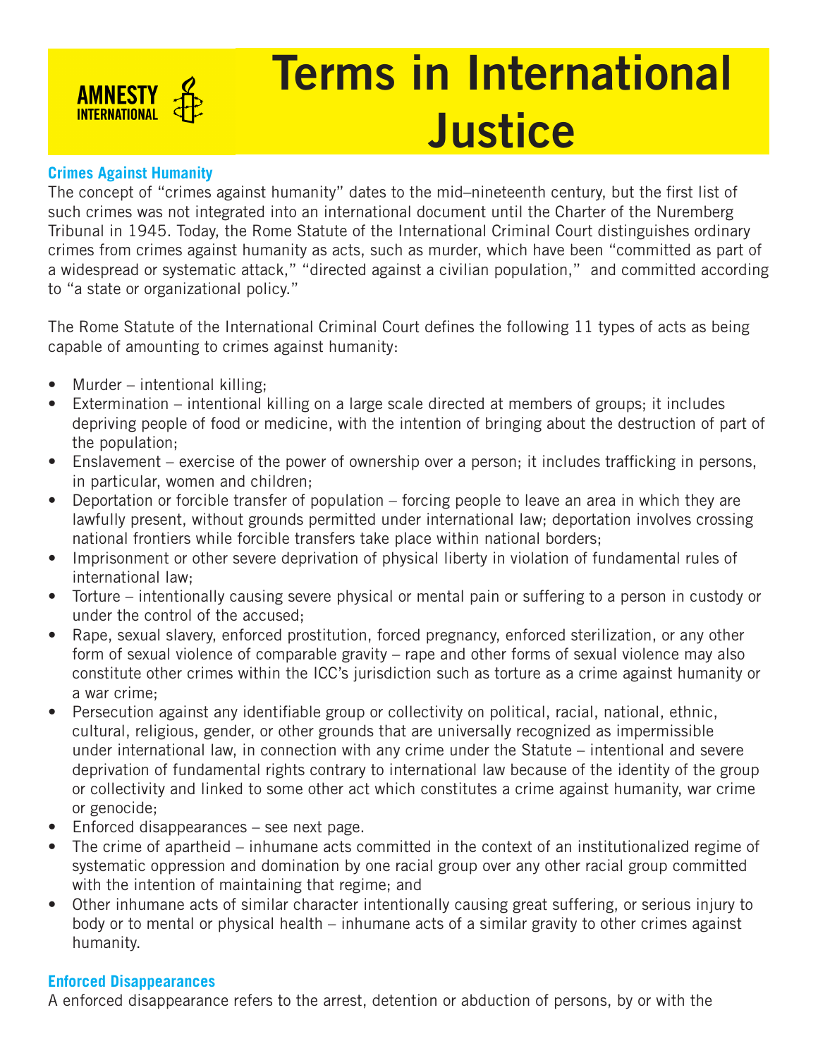AMNESTY INTERNATIONAL

# Terms in International Justice

## Crimes Against Humanity

The concept of "crimes against humanity" dates to the mid–nineteenth century, but the first list of such crimes was not integrated into an international document until the Charter of the Nuremberg Tribunal in 1945. Today, the Rome Statute of the International Criminal Court distinguishes ordinary crimes from crimes against humanity as acts, such as murder, which have been "committed as part of a widespread or systematic attack," "directed against a civilian population," and committed according to "a state or organizational policy."

The Rome Statute of the International Criminal Court defines the following 11 types of acts as being capable of amounting to crimes against humanity:

- Murder – intentional killing;
- Extermination – intentional killing on a large scale directed at members of groups; it includes depriving people of food or medicine, with the intention of bringing about the destruction of part of the population;
- Enslavement – exercise of the power of ownership over a person; it includes trafficking in persons, in particular, women and children;
- Deportation or forcible transfer of population – forcing people to leave an area in which they are lawfully present, without grounds permitted under international law; deportation involves crossing national frontiers while forcible transfers take place within national borders;
- Imprisonment or other severe deprivation of physical liberty in violation of fundamental rules of international law;
- Torture – intentionally causing severe physical or mental pain or suffering to a person in custody or under the control of the accused;
- Rape, sexual slavery, enforced prostitution, forced pregnancy, enforced sterilization, or any other form of sexual violence of comparable gravity – rape and other forms of sexual violence may also constitute other crimes within the ICC's jurisdiction such as torture as a crime against humanity or a war crime;
- Persecution against any identifiable group or collectivity on political, racial, national, ethnic, cultural, religious, gender, or other grounds that are universally recognized as impermissible under international law, in connection with any crime under the Statute – intentional and severe deprivation of fundamental rights contrary to international law because of the identity of the group or collectivity and linked to some other act which constitutes a crime against humanity, war crime or genocide;
- Enforced disappearances – see next page.
- The crime of apartheid – inhumane acts committed in the context of an institutionalized regime of systematic oppression and domination by one racial group over any other racial group committed with the intention of maintaining that regime; and
- Other inhumane acts of similar character intentionally causing great suffering, or serious injury to body or to mental or physical health – inhumane acts of a similar gravity to other crimes against humanity.

## Enforced Disappearances

A enforced disappearance refers to the arrest, detention or abduction of persons, by or with the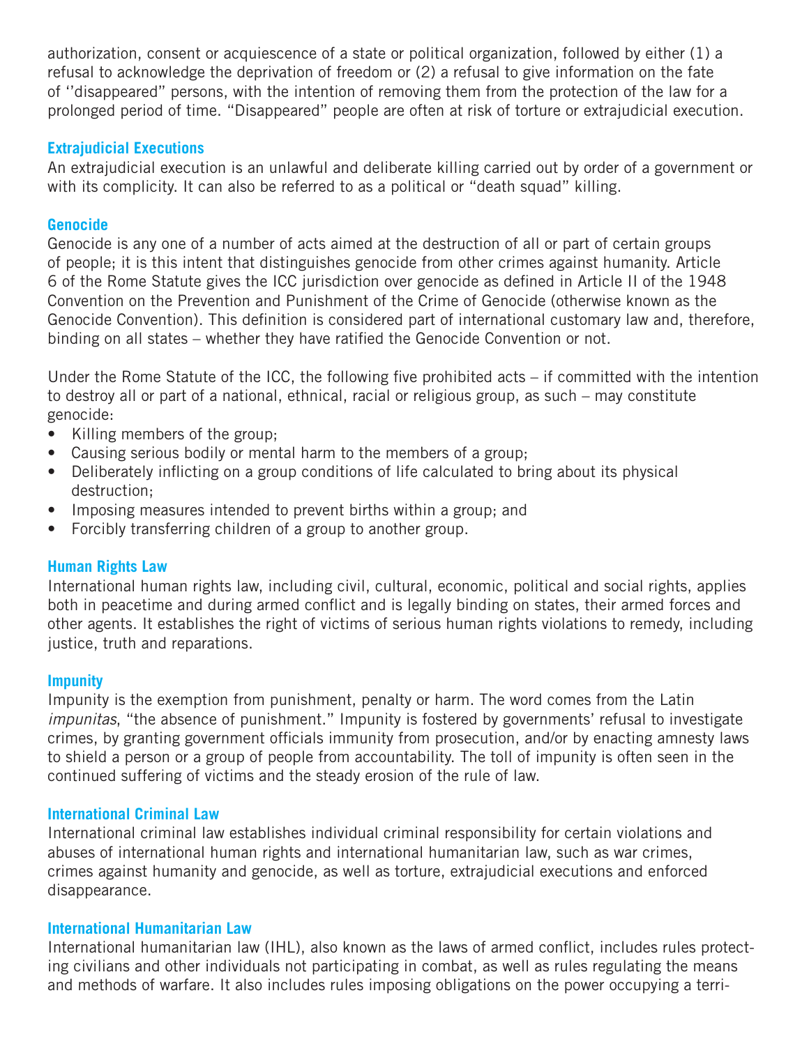authorization, consent or acquiescence of a state or political organization, followed by either (1) a refusal to acknowledge the deprivation of freedom or (2) a refusal to give information on the fate of ''disappeared" persons, with the intention of removing them from the protection of the law for a prolonged period of time. "Disappeared" people are often at risk of torture or extrajudicial execution.

### Extrajudicial Executions

An extrajudicial execution is an unlawful and deliberate killing carried out by order of a government or with its complicity. It can also be referred to as a political or "death squad" killing.

### Genocide

Genocide is any one of a number of acts aimed at the destruction of all or part of certain groups of people; it is this intent that distinguishes genocide from other crimes against humanity. Article 6 of the Rome Statute gives the ICC jurisdiction over genocide as defined in Article II of the 1948 Convention on the Prevention and Punishment of the Crime of Genocide (otherwise known as the Genocide Convention). This definition is considered part of international customary law and, therefore, binding on all states – whether they have ratified the Genocide Convention or not.

Under the Rome Statute of the ICC, the following five prohibited acts – if committed with the intention to destroy all or part of a national, ethnical, racial or religious group, as such – may constitute genocide:

- Killing members of the group;
- Causing serious bodily or mental harm to the members of a group;
- Deliberately inflicting on a group conditions of life calculated to bring about its physical destruction;
- Imposing measures intended to prevent births within a group; and
- Forcibly transferring children of a group to another group.

### Human Rights Law

International human rights law, including civil, cultural, economic, political and social rights, applies both in peacetime and during armed conflict and is legally binding on states, their armed forces and other agents. It establishes the right of victims of serious human rights violations to remedy, including justice, truth and reparations.

### Impunity

Impunity is the exemption from punishment, penalty or harm. The word comes from the Latin *impunitas*, "the absence of punishment." Impunity is fostered by governments' refusal to investigate crimes, by granting government officials immunity from prosecution, and/or by enacting amnesty laws to shield a person or a group of people from accountability. The toll of impunity is often seen in the continued suffering of victims and the steady erosion of the rule of law.

### International Criminal Law

International criminal law establishes individual criminal responsibility for certain violations and abuses of international human rights and international humanitarian law, such as war crimes, crimes against humanity and genocide, as well as torture, extrajudicial executions and enforced disappearance.

### International Humanitarian Law

International humanitarian law (IHL), also known as the laws of armed conflict, includes rules protecting civilians and other individuals not participating in combat, as well as rules regulating the means and methods of warfare. It also includes rules imposing obligations on the power occupying a terri-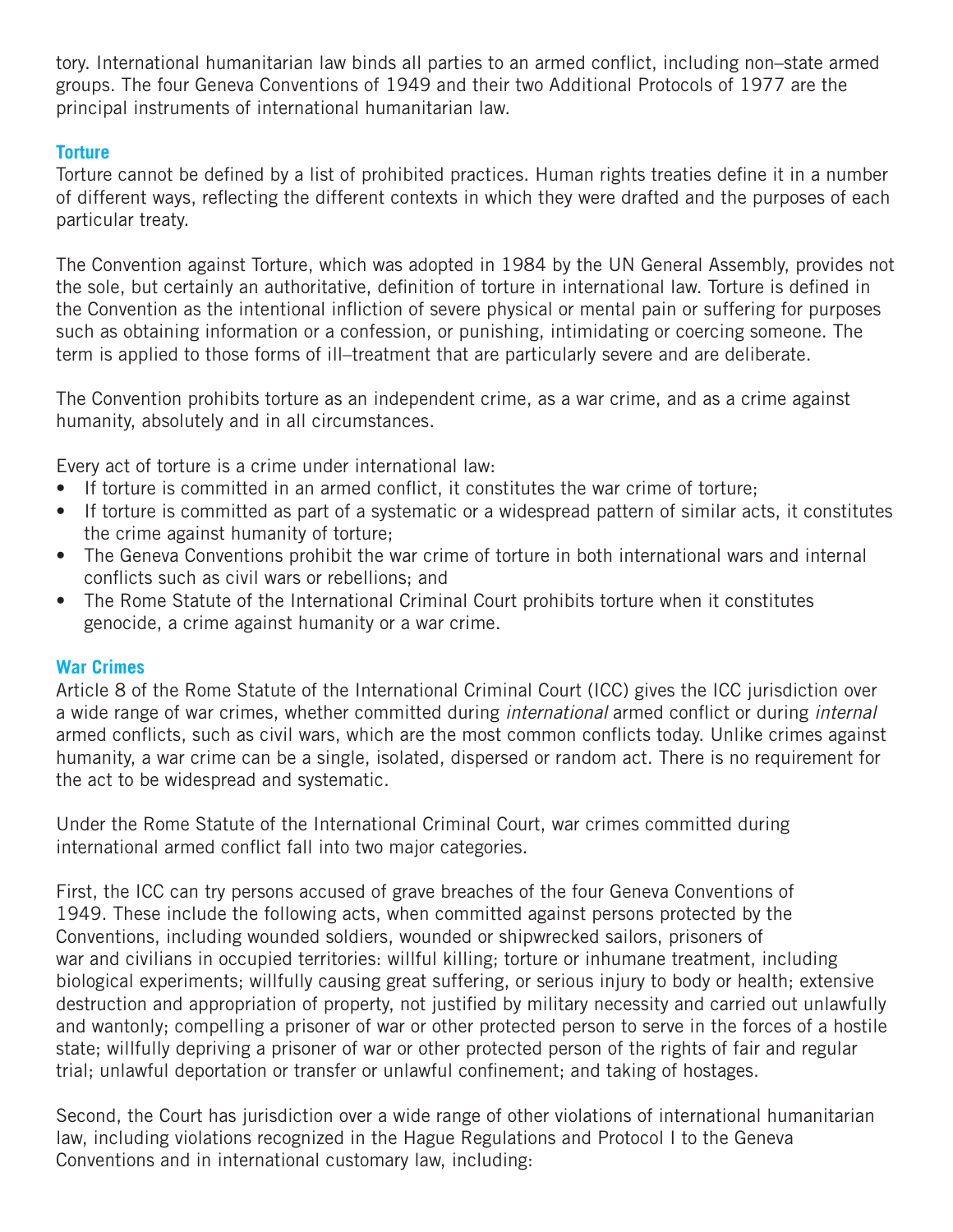tory. International humanitarian law binds all parties to an armed conflict, including non–state armed groups. The four Geneva Conventions of 1949 and their two Additional Protocols of 1977 are the principal instruments of international humanitarian law.

### Torture

Torture cannot be defined by a list of prohibited practices. Human rights treaties define it in a number of different ways, reflecting the different contexts in which they were drafted and the purposes of each particular treaty.

The Convention against Torture, which was adopted in 1984 by the UN General Assembly, provides not the sole, but certainly an authoritative, definition of torture in international law. Torture is defined in the Convention as the intentional infliction of severe physical or mental pain or suffering for purposes such as obtaining information or a confession, or punishing, intimidating or coercing someone. The term is applied to those forms of ill–treatment that are particularly severe and are deliberate.

The Convention prohibits torture as an independent crime, as a war crime, and as a crime against humanity, absolutely and in all circumstances.

Every act of torture is a crime under international law:

- If torture is committed in an armed conflict, it constitutes the war crime of torture;
- If torture is committed as part of a systematic or a widespread pattern of similar acts, it constitutes the crime against humanity of torture;
- The Geneva Conventions prohibit the war crime of torture in both international wars and internal conflicts such as civil wars or rebellions; and
- The Rome Statute of the International Criminal Court prohibits torture when it constitutes genocide, a crime against humanity or a war crime.

### War Crimes

Article 8 of the Rome Statute of the International Criminal Court (ICC) gives the ICC jurisdiction over a wide range of war crimes, whether committed during *international* armed conflict or during *internal* armed conflicts, such as civil wars, which are the most common conflicts today. Unlike crimes against humanity, a war crime can be a single, isolated, dispersed or random act. There is no requirement for the act to be widespread and systematic.

Under the Rome Statute of the International Criminal Court, war crimes committed during international armed conflict fall into two major categories.

First, the ICC can try persons accused of grave breaches of the four Geneva Conventions of 1949. These include the following acts, when committed against persons protected by the Conventions, including wounded soldiers, wounded or shipwrecked sailors, prisoners of war and civilians in occupied territories: willful killing; torture or inhumane treatment, including biological experiments; willfully causing great suffering, or serious injury to body or health; extensive destruction and appropriation of property, not justified by military necessity and carried out unlawfully and wantonly; compelling a prisoner of war or other protected person to serve in the forces of a hostile state; willfully depriving a prisoner of war or other protected person of the rights of fair and regular trial; unlawful deportation or transfer or unlawful confinement; and taking of hostages.

Second, the Court has jurisdiction over a wide range of other violations of international humanitarian law, including violations recognized in the Hague Regulations and Protocol I to the Geneva Conventions and in international customary law, including: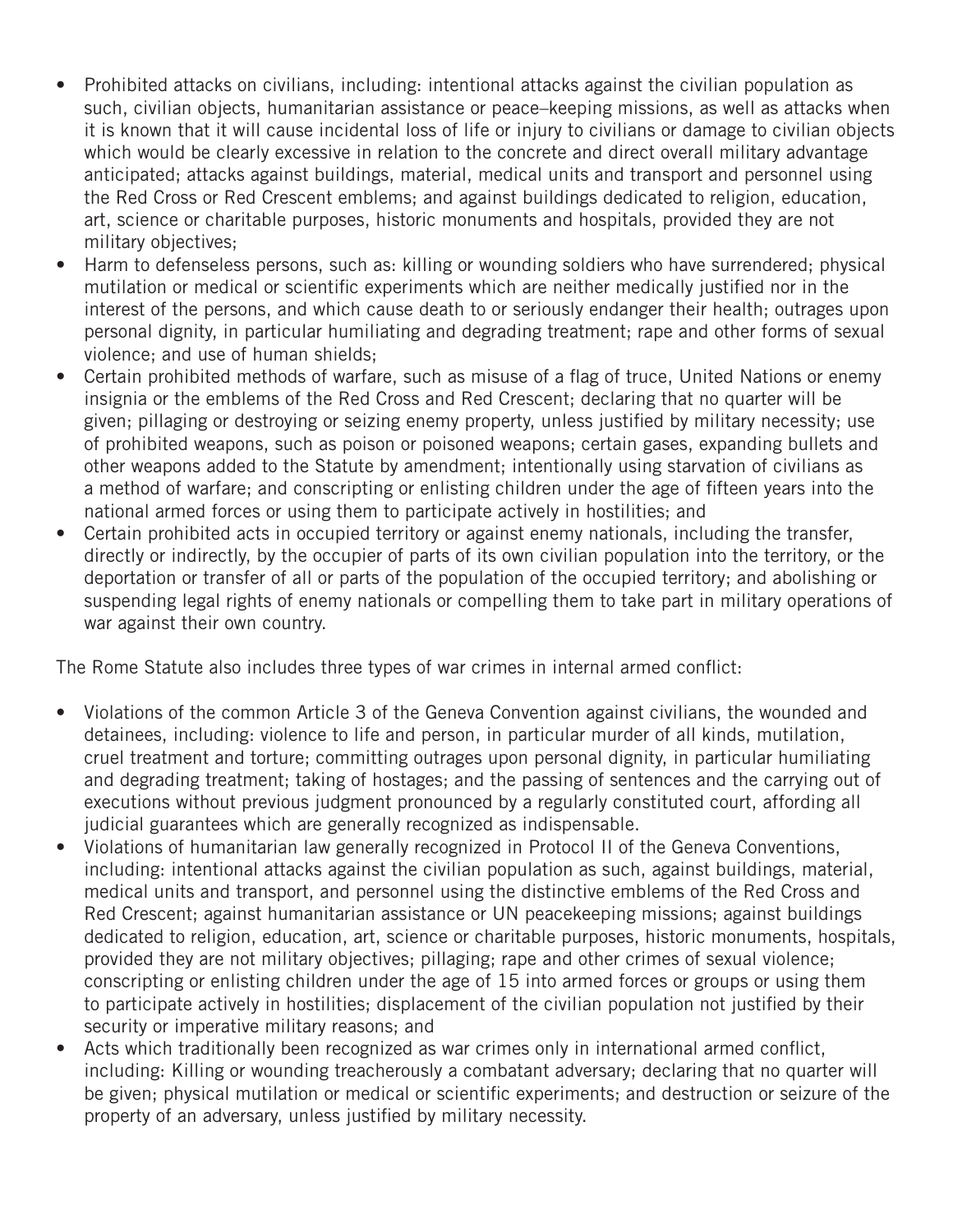- Prohibited attacks on civilians, including: intentional attacks against the civilian population as such, civilian objects, humanitarian assistance or peace–keeping missions, as well as attacks when it is known that it will cause incidental loss of life or injury to civilians or damage to civilian objects which would be clearly excessive in relation to the concrete and direct overall military advantage anticipated; attacks against buildings, material, medical units and transport and personnel using the Red Cross or Red Crescent emblems; and against buildings dedicated to religion, education, art, science or charitable purposes, historic monuments and hospitals, provided they are not military objectives;
- Harm to defenseless persons, such as: killing or wounding soldiers who have surrendered; physical mutilation or medical or scientific experiments which are neither medically justified nor in the interest of the persons, and which cause death to or seriously endanger their health; outrages upon personal dignity, in particular humiliating and degrading treatment; rape and other forms of sexual violence; and use of human shields;
- Certain prohibited methods of warfare, such as misuse of a flag of truce, United Nations or enemy insignia or the emblems of the Red Cross and Red Crescent; declaring that no quarter will be given; pillaging or destroying or seizing enemy property, unless justified by military necessity; use of prohibited weapons, such as poison or poisoned weapons; certain gases, expanding bullets and other weapons added to the Statute by amendment; intentionally using starvation of civilians as a method of warfare; and conscripting or enlisting children under the age of fifteen years into the national armed forces or using them to participate actively in hostilities; and
- Certain prohibited acts in occupied territory or against enemy nationals, including the transfer, directly or indirectly, by the occupier of parts of its own civilian population into the territory, or the deportation or transfer of all or parts of the population of the occupied territory; and abolishing or suspending legal rights of enemy nationals or compelling them to take part in military operations of war against their own country.

The Rome Statute also includes three types of war crimes in internal armed conflict:

- Violations of the common Article 3 of the Geneva Convention against civilians, the wounded and detainees, including: violence to life and person, in particular murder of all kinds, mutilation, cruel treatment and torture; committing outrages upon personal dignity, in particular humiliating and degrading treatment; taking of hostages; and the passing of sentences and the carrying out of executions without previous judgment pronounced by a regularly constituted court, affording all judicial guarantees which are generally recognized as indispensable.
- Violations of humanitarian law generally recognized in Protocol II of the Geneva Conventions, including: intentional attacks against the civilian population as such, against buildings, material, medical units and transport, and personnel using the distinctive emblems of the Red Cross and Red Crescent; against humanitarian assistance or UN peacekeeping missions; against buildings dedicated to religion, education, art, science or charitable purposes, historic monuments, hospitals, provided they are not military objectives; pillaging; rape and other crimes of sexual violence; conscripting or enlisting children under the age of 15 into armed forces or groups or using them to participate actively in hostilities; displacement of the civilian population not justified by their security or imperative military reasons; and
- Acts which traditionally been recognized as war crimes only in international armed conflict, including: Killing or wounding treacherously a combatant adversary; declaring that no quarter will be given; physical mutilation or medical or scientific experiments; and destruction or seizure of the property of an adversary, unless justified by military necessity.